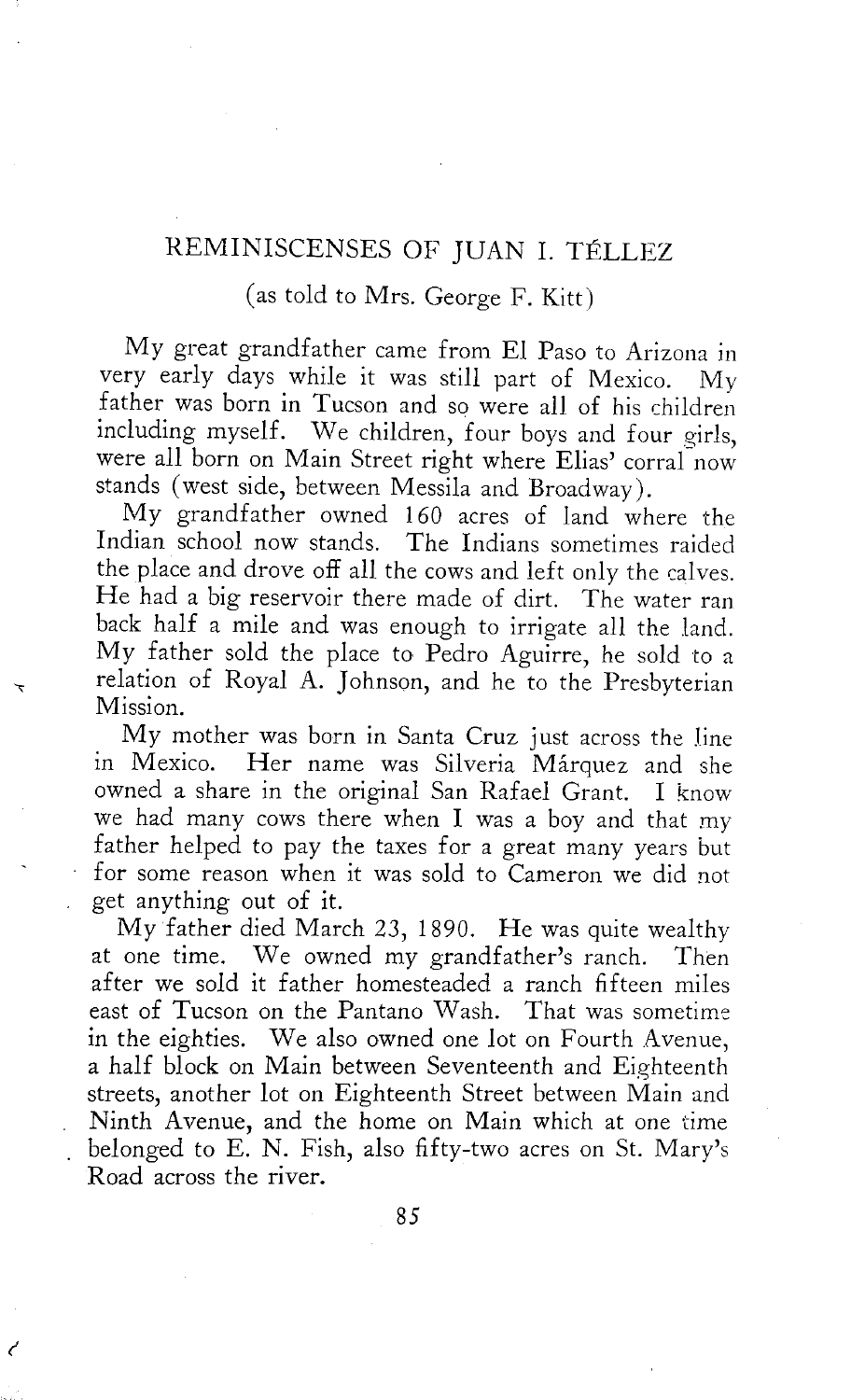# REMINISCENSES OF JUAN I. TÉLLEZ

(as told to Mrs. George F. Kitt)

My great grandfather came from El Paso to Arizona in very early days while it was still part of Mexico. My father was born in Tucson and so were all of his children including myself. We children, four boys and four girls, were all born on Main Street right where Elias' corral now stands (west side, between Messila and Broadway).

My grandfather owned 160 acres of land where the Indian school now stands. The Indians sometimes raided the place and drove off all the cows and left only the calves. He had a big reservoir there made of dirt. The water ran back half a mile and was enough to irrigate all the land. My father sold the place to Pedro Aguirre, he sold to a relation of Royal A. Johnson, and he to the Presbyterian Mission.

My mother was born in Santa Cruz just across the line in Mexico. Her name was Silveria Márquez and she owned a share in the original San Rafael Grant. I know we had many cows there when I was a boy and that my father helped to pay the taxes for a great many years but for some reason when it was sold to Cameron we did not get anything out of it.

My father died March 23, 1890. He was quite wealthy at one time. We owned my grandfather's ranch. Then after we sold it father homesteaded a ranch fifteen miles east of Tucson on the Pantano Wash. That was sometime in the eighties. We also owned one lot on Fourth Avenue, a half block on Main between Seventeenth and Eighteenth streets, another lot on Eighteenth Street between Main and Ninth Avenue, and the home on Main which at one time belonged to E. N. Fish, also fifty-two acres on St. Mary's Road across the river.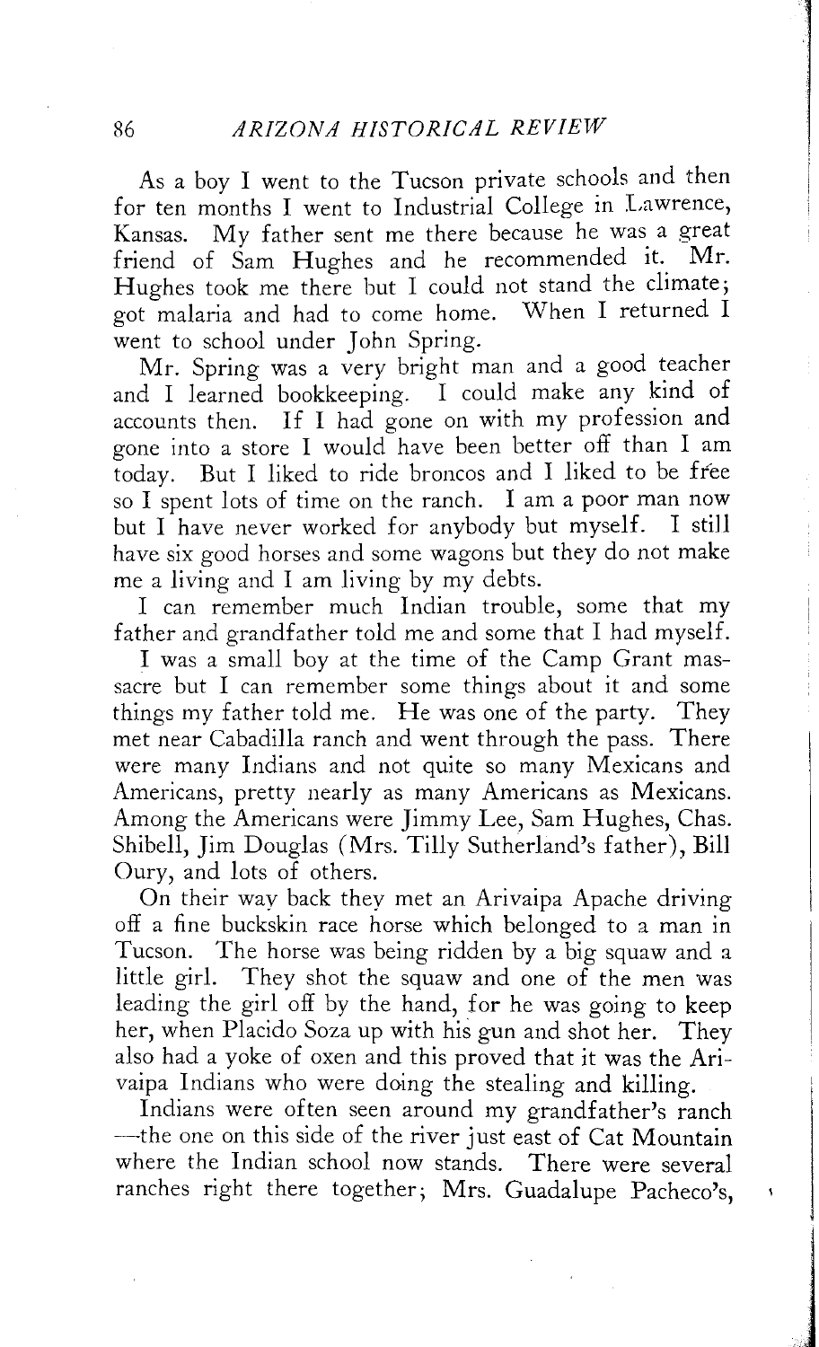As a boy I went to the Tucson private schools and then for ten months I went to Industrial College in Lawrence, Kansas. My father sent me there because he was a great friend of Sam Hughes and he recommended it. Mr. Hughes took me there but I could not stand the climate; got malaria and had to come home. When I returned I went to school under John Spring.

Mr. Spring was a very bright man and a good teacher and I learned bookkeeping. I could make any kind of accounts then. If I had gone on with my profession and gone into a store I would have been better off than I am today. But I liked to ride broncos and I liked to be free so I spent lots of time on the ranch. I am a poor man now but I have never worked for anybody but myself. I still have six good horses and some wagons but they do not make me a living and I am living by my debts.

I can remember much Indian trouble, some that my father and grandfather told me and some that I had myself.

I was a small boy at the time of the Camp Grant massacre but I can remember some things about it and some things my father told me. He was one of the party. They met near Cabadilla ranch and went through the pass. There were many Indians and not quite so many Mexicans and Americans, pretty nearly as many Americans as Mexicans. Among the Americans were Jimmy Lee, Sam Hughes, Chas. Shibell, Jim Douglas (Mrs. Tilly Sutherland's father), Bill Oury, and lots of others.

On their way back they met an Arivaipa Apache driving off a fine buckskin race horse which belonged to a man in Tucson. The horse was being ridden by a big squaw and a little girl. They shot the squaw and one of the men was leading the girl off by the hand, for he was going to keep her, when Placido Soza up with his gun and shot her. They also had a yoke of oxen and this proved that it was the Arivaipa Indians who were doing the stealing and killing.

Indians were often seen around my grandfather's ranch —the one on this side of the river just east of Cat Mountain where the Indian school now stands. There were several ranches right there together; Mrs. Guadalupe Pacheco's,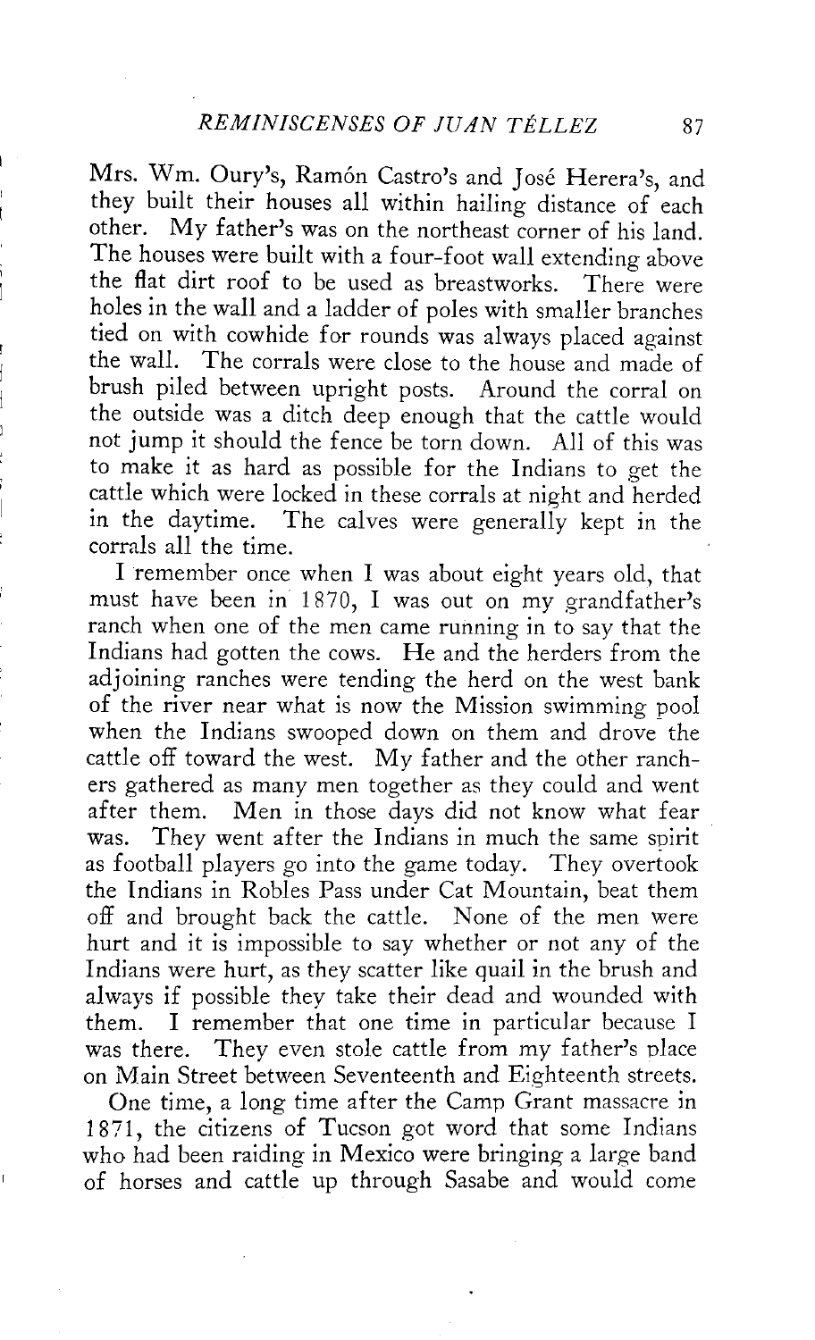Mrs. Wm. Oury's, Ramón Castro's and José Herera's, and they built their houses all within hailing distance of each other. My father's was on the northeast corner of his land. The houses were built with a four-foot wall extending above the flat dirt roof to be used as breastworks. There were holes in the wall and a ladder of poles with smaller branches tied on with cowhide for rounds was always placed against the wall. The corrals were close to the house and made of brush piled between upright posts. Around the corral on the outside was a ditch deep enough that the cattle would not jump it should the fence be torn down. All of this was to make it as hard as possible for the Indians to get the cattle which were locked in these corrals at night and herded in the daytime. The calves were generally kept in the corrals all the time.

I remember once when I was about eight years old, that must have been in 1870, I was out on my grandfather's ranch when one of the men came running in to say that the Indians had gotten the cows. He and the herders from the adjoining ranches were tending the herd on the west bank of the river near what is now the Mission swimming pool when the Indians swooped down on them and drove the cattle off toward the west. My father and the other ranchers gathered as many men together as they could and went after them. Men in those days did not know what fear was. They went after the Indians in much the same spirit as football players go into the game today. They overtook the Indians in Robles Pass under Cat Mountain, beat them off and brought back the cattle. None of the men were hurt and it is impossible to say whether or not any of the Indians were hurt, as they scatter like quail in the brush and always if possible they take their dead and wounded with them. I remember that one time in particular because I was there. They even stole cattle from my father's place on Main Street between Seventeenth and Eighteenth streets.

One time, a long time after the Camp Grant massacre in 1871, the citizens of Tucson got word that some Indians who had been raiding in Mexico were bringing a large band of horses and cattle up through Sasabe and would come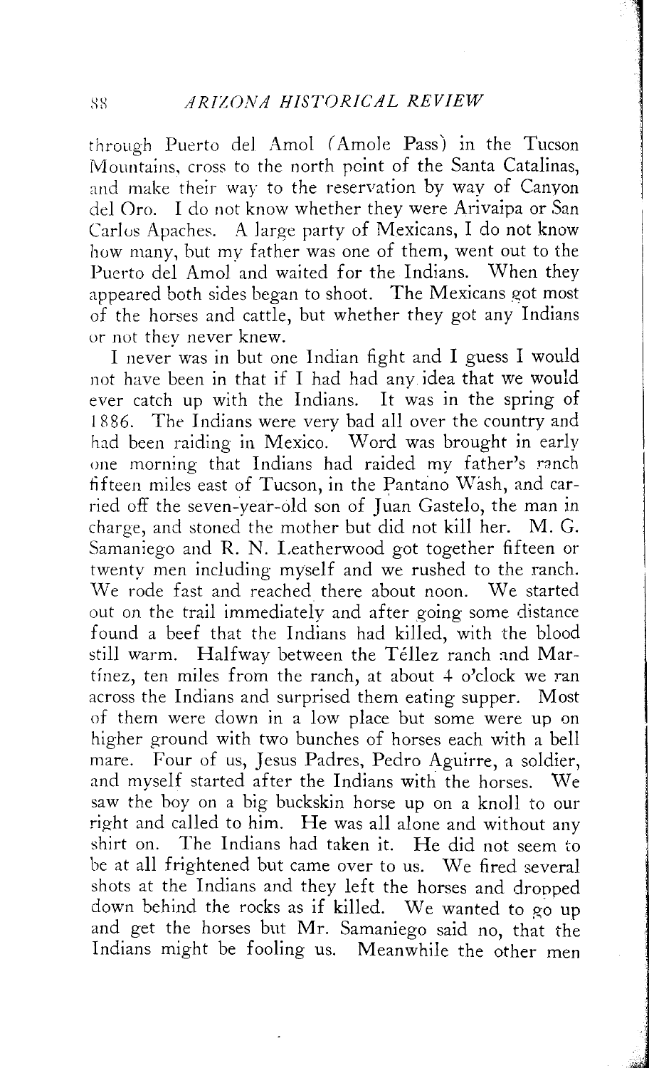through Puerto del Amol (Amole Pass) in the Tucson Mountains, cross to the north point of the Santa Catalinas, and make their way to the reservation by way of Canyon del Oro. I do not know whether they were Arivaipa or San Carlos Apaches. A large party of Mexicans, I do not know how many, but my father was one of them, went out to the Puerto del Amol and waited for the Indians. When they appeared both sides began to shoot. The Mexicans got most of the horses and cattle, but whether they got any Indians or not they never knew.

I never was in but one Indian fight and I guess I would not have been in that if I had had any idea that we would ever catch up with the Indians. It was in the spring of 1886. The Indians were very bad all over the country and had been raiding in Mexico. Word was brought in early one morning that Indians had raided my father's ranch fifteen miles east of Tucson, in the Pantano Wash, and carried off the seven-year-old son of Juan Gastelo, the man in charge, and stoned the mother but did not kill her. M. G. Samaniego and R. N. Leatherwood got together fifteen or twenty men including myself and we rushed to the ranch. We rode fast and reached there about noon. We started out on the trail immediately and after going some distance found a beef that the Indians had killed, with the blood still warm. Halfway between the Téllez ranch and Martínez, ten miles from the ranch, at about 4 o'clock we ran across the Indians and surprised them eating supper. Most of them were down in a low place but some were up on higher ground with two bunches of horses each with a bell mare. Four of us, Jesus Padres, Pedro Aguirre, a soldier, and myself started after the Indians with the horses. We saw the boy on a big buckskin horse up on a knoll to our right and called to him. He was all alone and without any shirt on. The Indians had taken it. He did not seem to be at all frightened but came over to us. We fired several shots at the Indians and they left the horses and dropped down behind the rocks as if killed. We wanted to go up and get the horses but Mr. Samaniego said no, that the Indians might be fooling us. Meanwhile the other men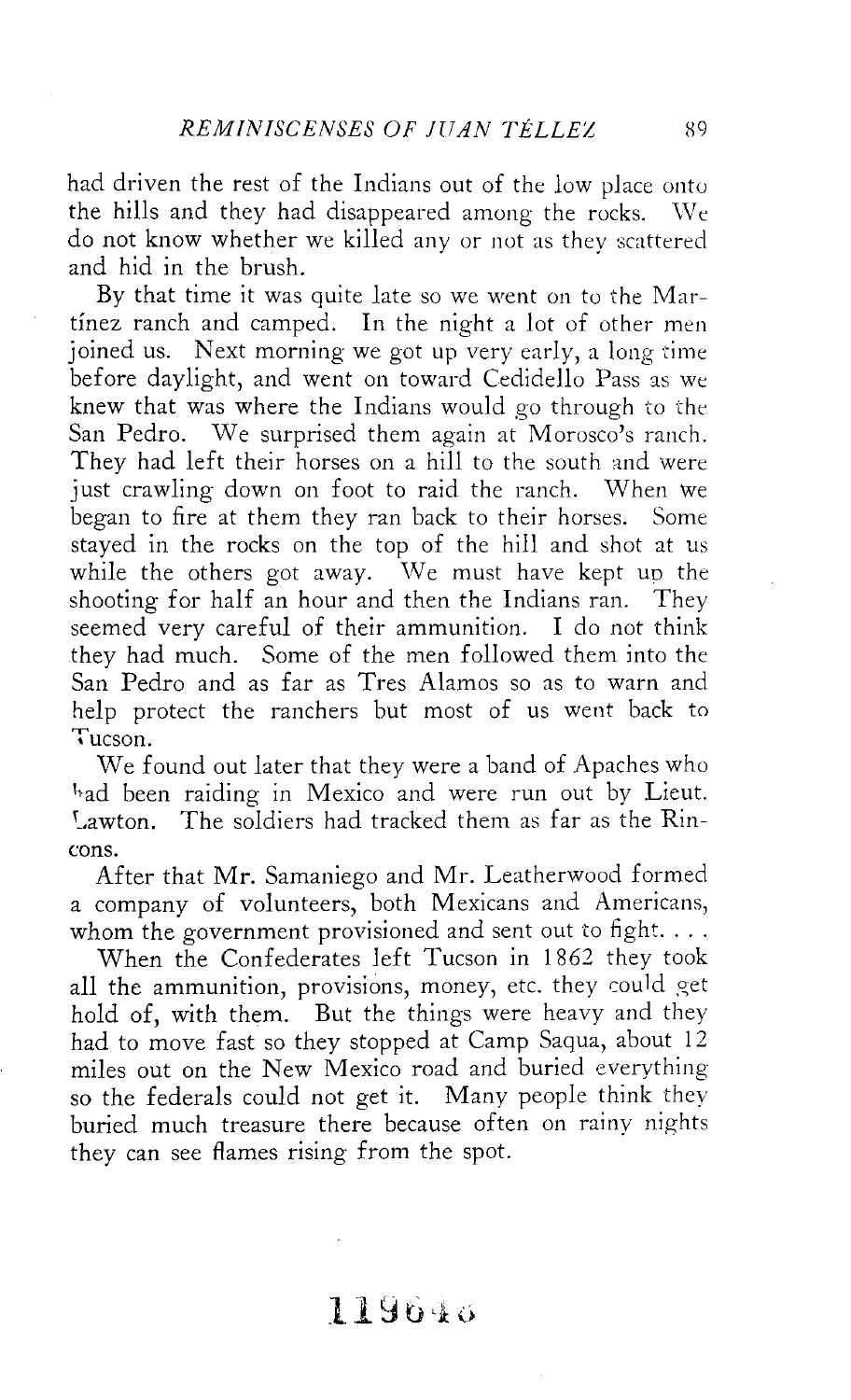had driven the rest of the Indians out of the low place onto the hills and they had disappeared among the rocks. We do not know whether we killed any or not as they scattered and hid in the brush.

By that time it was quite late so we went on to the Martínez ranch and camped. In the night a lot of other men joined us. Next morning we got up very early, a long time before daylight, and went on toward Cedidello Pass as we knew that was where the Indians would go through to the San Pedro. We surprised them again at Morosco's ranch. They had left their horses on a hill to the south and were just crawling down on foot to raid the ranch. When we began to fire at them they ran back to their horses. Some stayed in the rocks on the top of the hill and shot at us while the others got away. We must have kept up the shooting for half an hour and then the Indians ran. They seemed very careful of their ammunition. I do not think they had much. Some of the men followed them into the San Pedro and as far as Tres Alamos so as to warn and help protect the ranchers but most of us went back to Tucson.

We found out later that they were a band of Apaches who had been raiding in Mexico and were run out by Lieut. Lawton. The soldiers had tracked them as far as the Rincons.

After that Mr. Samaniego and Mr. Leatherwood formed a company of volunteers, both Mexicans and Americans, whom the government provisioned and sent out to fight. . . .

When the Confederates left Tucson in 1862 they took all the ammunition, provisions, money, etc. they could get hold of, with them. But the things were heavy and they had to move fast so they stopped at Camp Saqua, about 12 miles out on the New Mexico road and buried everything so the federals could not get it. Many people think they buried much treasure there because often on rainy nights they can see flames rising from the spot.

119646